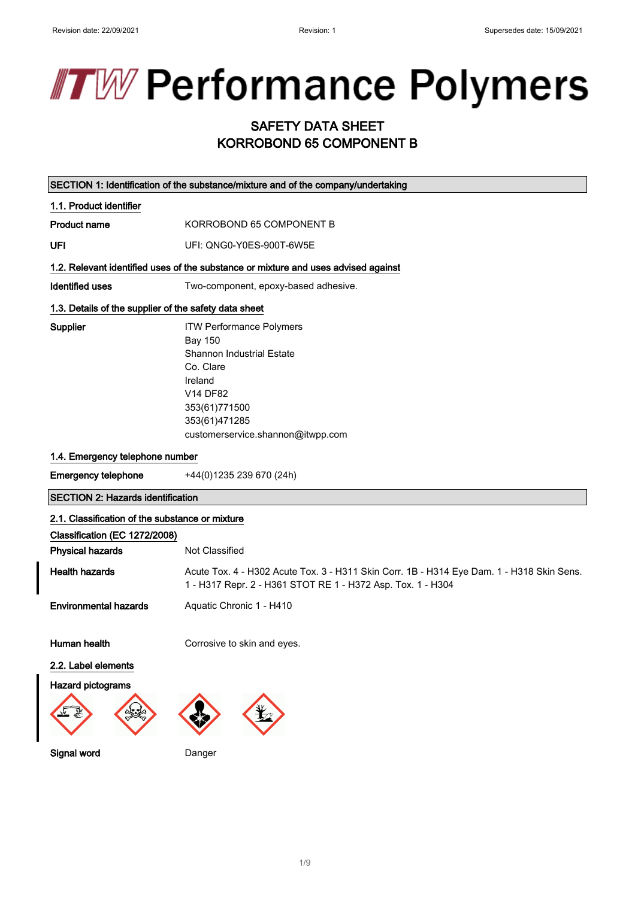# ITW Performance Polymers

## SAFETY DATA SHEET
## KORROBOND 65 COMPONENT B

### SECTION 1: Identification of the substance/mixture and of the company/undertaking

**1.1. Product identifier**

**Product name** KORROBOND 65 COMPONENT B

**UFI** UFI: QNG0-Y0ES-900T-6W5E

**1.2. Relevant identified uses of the substance or mixture and uses advised against**

**Identified uses** Two-component, epoxy-based adhesive.

**1.3. Details of the supplier of the safety data sheet**

**Supplier**
ITW Performance Polymers
Bay 150
Shannon Industrial Estate
Co. Clare
Ireland
V14 DF82
353(61)771500
353(61)471285
customerservice.shannon@itwpp.com

**1.4. Emergency telephone number**

**Emergency telephone** +44(0)1235 239 670 (24h)

### SECTION 2: Hazards identification

**2.1. Classification of the substance or mixture**

**Classification (EC 1272/2008)**

**Physical hazards** Not Classified

**Health hazards** Acute Tox. 4 - H302 Acute Tox. 3 - H311 Skin Corr. 1B - H314 Eye Dam. 1 - H318 Skin Sens. 1 - H317 Repr. 2 - H361 STOT RE 1 - H372 Asp. Tox. 1 - H304

**Environmental hazards** Aquatic Chronic 1 - H410

**Human health** Corrosive to skin and eyes.

**2.2. Label elements**

**Hazard pictograms**

**Signal word** Danger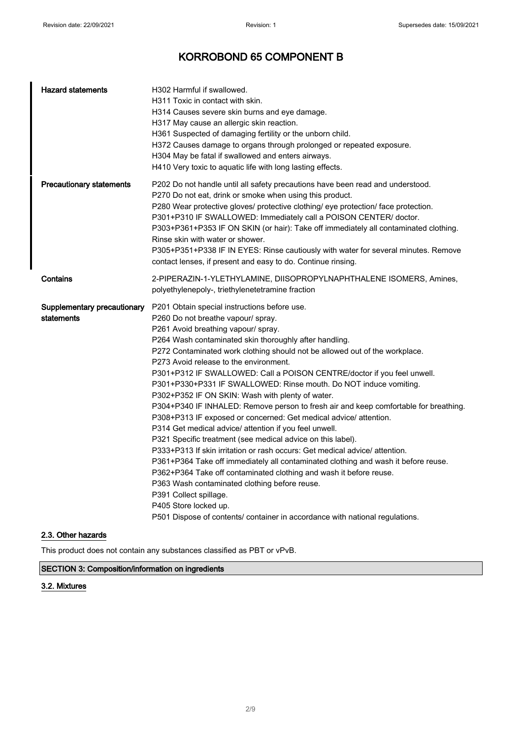| | |
|---|---|
| **Hazard statements** | H302 Harmful if swallowed.<br>H311 Toxic in contact with skin.<br>H314 Causes severe skin burns and eye damage.<br>H317 May cause an allergic skin reaction.<br>H361 Suspected of damaging fertility or the unborn child.<br>H372 Causes damage to organs through prolonged or repeated exposure.<br>H304 May be fatal if swallowed and enters airways.<br>H410 Very toxic to aquatic life with long lasting effects. |
| **Precautionary statements** | P202 Do not handle until all safety precautions have been read and understood.<br>P270 Do not eat, drink or smoke when using this product.<br>P280 Wear protective gloves/ protective clothing/ eye protection/ face protection.<br>P301+P310 IF SWALLOWED: Immediately call a POISON CENTER/ doctor.<br>P303+P361+P353 IF ON SKIN (or hair): Take off immediately all contaminated clothing. Rinse skin with water or shower.<br>P305+P351+P338 IF IN EYES: Rinse cautiously with water for several minutes. Remove contact lenses, if present and easy to do. Continue rinsing. |
| **Contains** | 2-PIPERAZIN-1-YLETHYLAMINE, DIISOPROPYLNAPHTHALENE ISOMERS, Amines, polyethylenepoly-, triethylenetetramine fraction |
| **Supplementary precautionary statements** | P201 Obtain special instructions before use.<br>P260 Do not breathe vapour/ spray.<br>P261 Avoid breathing vapour/ spray.<br>P264 Wash contaminated skin thoroughly after handling.<br>P272 Contaminated work clothing should not be allowed out of the workplace.<br>P273 Avoid release to the environment.<br>P301+P312 IF SWALLOWED: Call a POISON CENTRE/doctor if you feel unwell.<br>P301+P330+P331 IF SWALLOWED: Rinse mouth. Do NOT induce vomiting.<br>P302+P352 IF ON SKIN: Wash with plenty of water.<br>P304+P340 IF INHALED: Remove person to fresh air and keep comfortable for breathing.<br>P308+P313 IF exposed or concerned: Get medical advice/ attention.<br>P314 Get medical advice/ attention if you feel unwell.<br>P321 Specific treatment (see medical advice on this label).<br>P333+P313 If skin irritation or rash occurs: Get medical advice/ attention.<br>P361+P364 Take off immediately all contaminated clothing and wash it before reuse.<br>P362+P364 Take off contaminated clothing and wash it before reuse.<br>P363 Wash contaminated clothing before reuse.<br>P391 Collect spillage.<br>P405 Store locked up.<br>P501 Dispose of contents/ container in accordance with national regulations. |

## 2.3. Other hazards

This product does not contain any substances classified as PBT or vPvB.

## SECTION 3: Composition/information on ingredients

### 3.2. Mixtures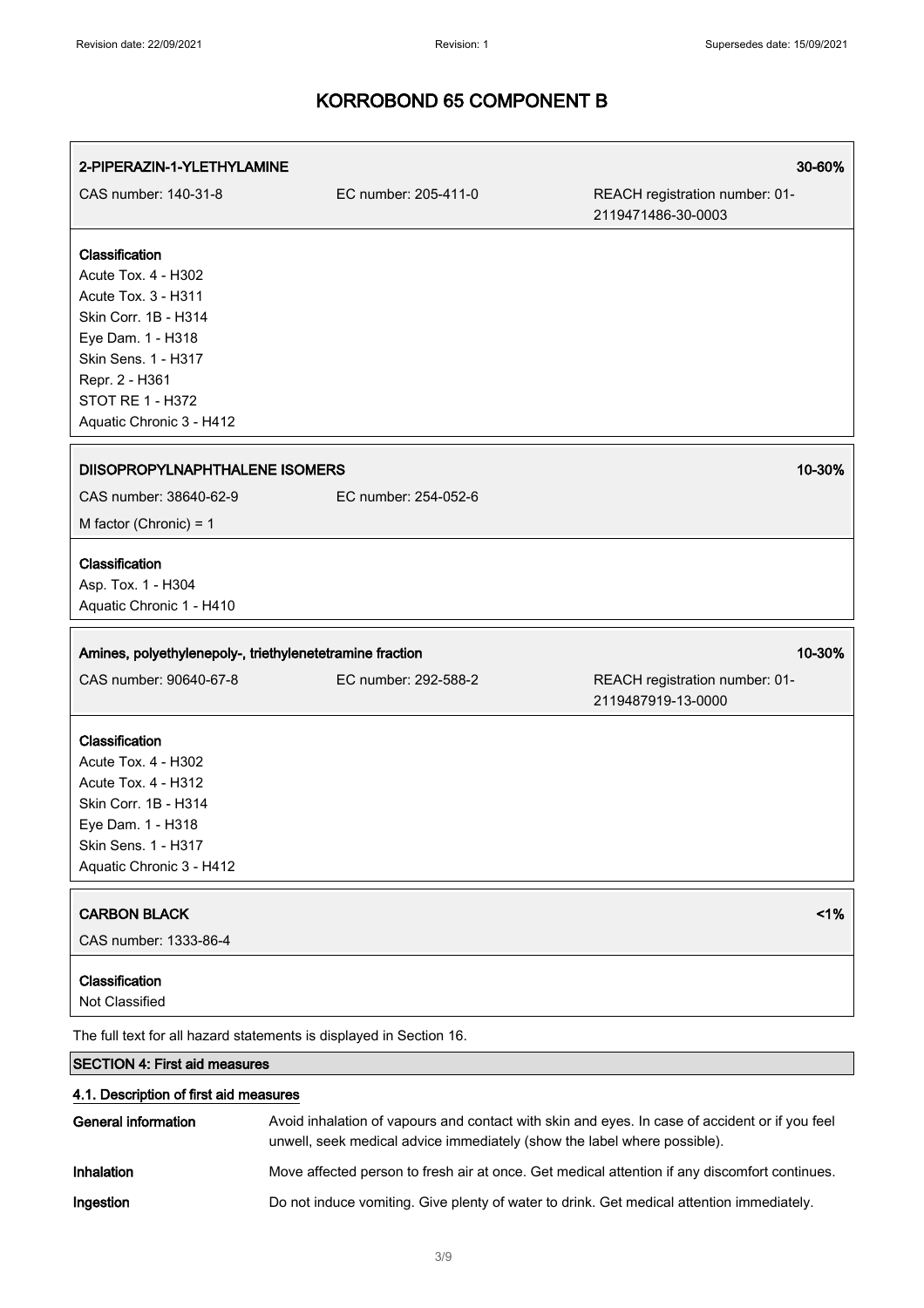# KORROBOND 65 COMPONENT B

| 2-PIPERAZIN-1-YLETHYLAMINE | | 30-60% |
|---|---|---|
| CAS number: 140-31-8 | EC number: 205-411-0 | REACH registration number: 01-2119471486-30-0003 |

**Classification**
Acute Tox. 4 - H302
Acute Tox. 3 - H311
Skin Corr. 1B - H314
Eye Dam. 1 - H318
Skin Sens. 1 - H317
Repr. 2 - H361
STOT RE 1 - H372
Aquatic Chronic 3 - H412

| DIISOPROPYLNAPHTHALENE ISOMERS | | 10-30% |
|---|---|---|
| CAS number: 38640-62-9 | EC number: 254-052-6 | |
| M factor (Chronic) = 1 | | |

**Classification**
Asp. Tox. 1 - H304
Aquatic Chronic 1 - H410

| Amines, polyethylenepoly-, triethylenetetramine fraction | | 10-30% |
|---|---|---|
| CAS number: 90640-67-8 | EC number: 292-588-2 | REACH registration number: 01-2119487919-13-0000 |

**Classification**
Acute Tox. 4 - H302
Acute Tox. 4 - H312
Skin Corr. 1B - H314
Eye Dam. 1 - H318
Skin Sens. 1 - H317
Aquatic Chronic 3 - H412

| CARBON BLACK | <1% |
|---|---|
| CAS number: 1333-86-4 | |

**Classification**
Not Classified

The full text for all hazard statements is displayed in Section 16.

## SECTION 4: First aid measures

### 4.1. Description of first aid measures

**General information** Avoid inhalation of vapours and contact with skin and eyes. In case of accident or if you feel unwell, seek medical advice immediately (show the label where possible).

**Inhalation** Move affected person to fresh air at once. Get medical attention if any discomfort continues.

**Ingestion** Do not induce vomiting. Give plenty of water to drink. Get medical attention immediately.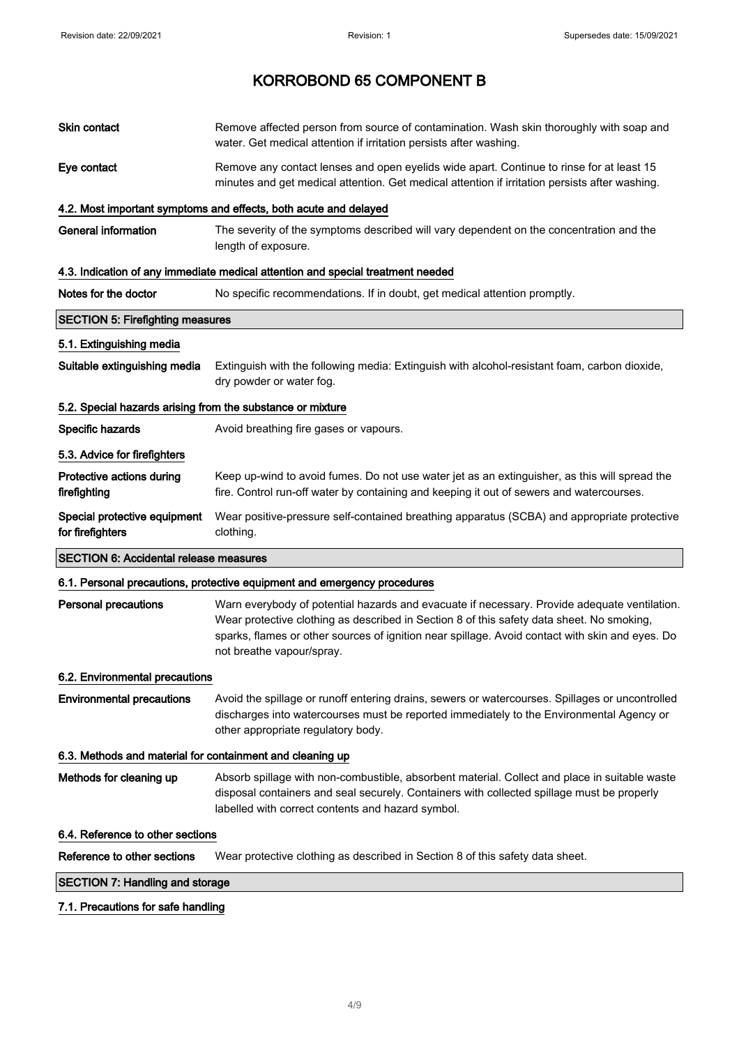# KORROBOND 65 COMPONENT B

| | |
|---|---|
| **Skin contact** | Remove affected person from source of contamination. Wash skin thoroughly with soap and water. Get medical attention if irritation persists after washing. |
| **Eye contact** | Remove any contact lenses and open eyelids wide apart. Continue to rinse for at least 15 minutes and get medical attention. Get medical attention if irritation persists after washing. |

### 4.2. Most important symptoms and effects, both acute and delayed

| | |
|---|---|
| **General information** | The severity of the symptoms described will vary dependent on the concentration and the length of exposure. |

### 4.3. Indication of any immediate medical attention and special treatment needed

| | |
|---|---|
| **Notes for the doctor** | No specific recommendations. If in doubt, get medical attention promptly. |

## SECTION 5: Firefighting measures

### 5.1. Extinguishing media

| | |
|---|---|
| **Suitable extinguishing media** | Extinguish with the following media: Extinguish with alcohol-resistant foam, carbon dioxide, dry powder or water fog. |

### 5.2. Special hazards arising from the substance or mixture

| | |
|---|---|
| **Specific hazards** | Avoid breathing fire gases or vapours. |

### 5.3. Advice for firefighters

| | |
|---|---|
| **Protective actions during firefighting** | Keep up-wind to avoid fumes. Do not use water jet as an extinguisher, as this will spread the fire. Control run-off water by containing and keeping it out of sewers and watercourses. |
| **Special protective equipment for firefighters** | Wear positive-pressure self-contained breathing apparatus (SCBA) and appropriate protective clothing. |

## SECTION 6: Accidental release measures

### 6.1. Personal precautions, protective equipment and emergency procedures

| | |
|---|---|
| **Personal precautions** | Warn everybody of potential hazards and evacuate if necessary. Provide adequate ventilation. Wear protective clothing as described in Section 8 of this safety data sheet. No smoking, sparks, flames or other sources of ignition near spillage. Avoid contact with skin and eyes. Do not breathe vapour/spray. |

### 6.2. Environmental precautions

| | |
|---|---|
| **Environmental precautions** | Avoid the spillage or runoff entering drains, sewers or watercourses. Spillages or uncontrolled discharges into watercourses must be reported immediately to the Environmental Agency or other appropriate regulatory body. |

### 6.3. Methods and material for containment and cleaning up

| | |
|---|---|
| **Methods for cleaning up** | Absorb spillage with non-combustible, absorbent material. Collect and place in suitable waste disposal containers and seal securely. Containers with collected spillage must be properly labelled with correct contents and hazard symbol. |

### 6.4. Reference to other sections

| | |
|---|---|
| **Reference to other sections** | Wear protective clothing as described in Section 8 of this safety data sheet. |

## SECTION 7: Handling and storage

### 7.1. Precautions for safe handling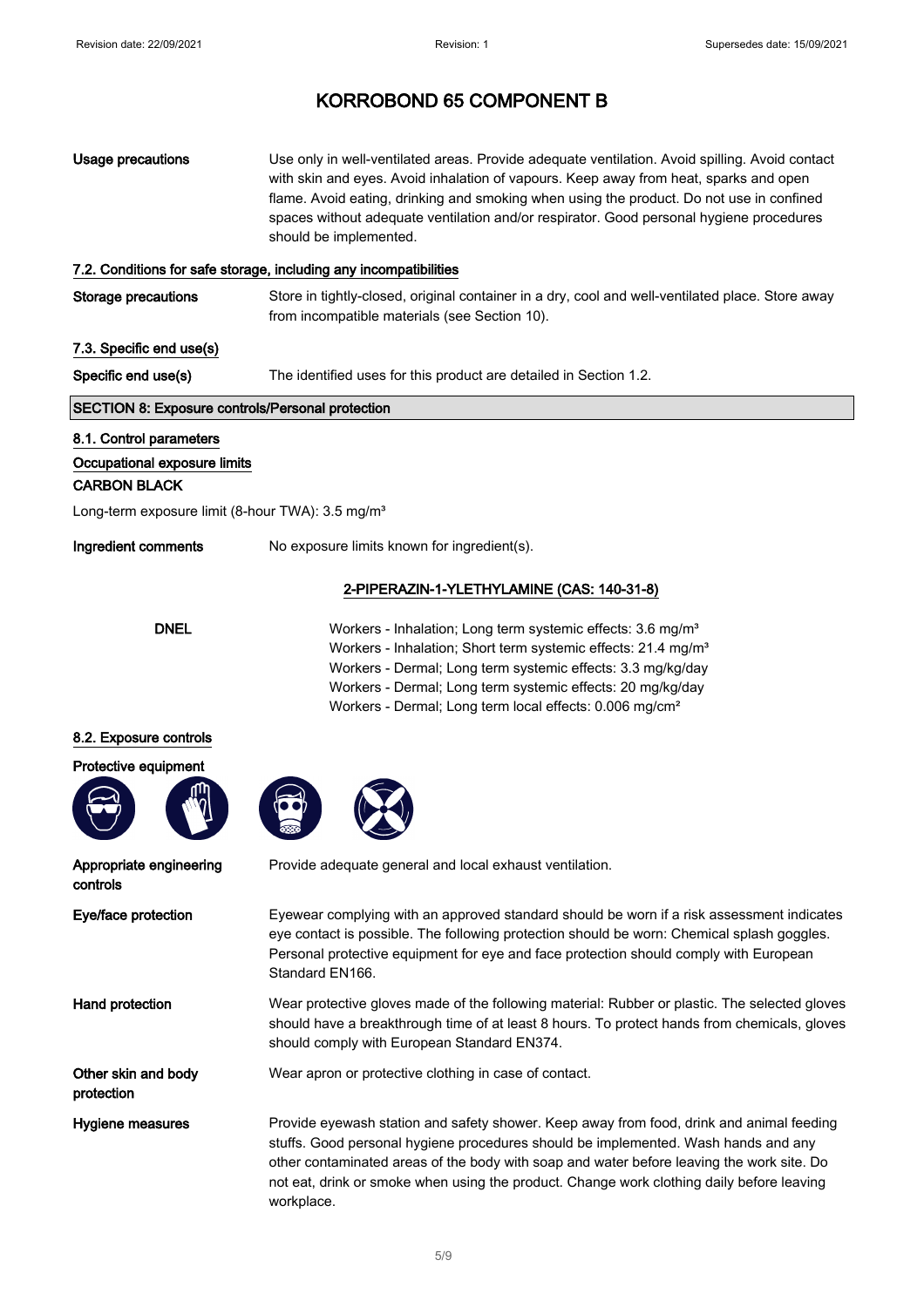# KORROBOND 65 COMPONENT B

**Usage precautions** Use only in well-ventilated areas. Provide adequate ventilation. Avoid spilling. Avoid contact with skin and eyes. Avoid inhalation of vapours. Keep away from heat, sparks and open flame. Avoid eating, drinking and smoking when using the product. Do not use in confined spaces without adequate ventilation and/or respirator. Good personal hygiene procedures should be implemented.

### 7.2. Conditions for safe storage, including any incompatibilities

**Storage precautions** Store in tightly-closed, original container in a dry, cool and well-ventilated place. Store away from incompatible materials (see Section 10).

### 7.3. Specific end use(s)

**Specific end use(s)** The identified uses for this product are detailed in Section 1.2.

## SECTION 8: Exposure controls/Personal protection

### 8.1. Control parameters

**Occupational exposure limits**

**CARBON BLACK**

Long-term exposure limit (8-hour TWA): 3.5 mg/m³

**Ingredient comments** No exposure limits known for ingredient(s).

**2-PIPERAZIN-1-YLETHYLAMINE (CAS: 140-31-8)**

**DNEL**

Workers - Inhalation; Long term systemic effects: 3.6 mg/m³
Workers - Inhalation; Short term systemic effects: 21.4 mg/m³
Workers - Dermal; Long term systemic effects: 3.3 mg/kg/day
Workers - Dermal; Long term systemic effects: 20 mg/kg/day
Workers - Dermal; Long term local effects: 0.006 mg/cm²

### 8.2. Exposure controls

**Protective equipment**

**Appropriate engineering controls** Provide adequate general and local exhaust ventilation.

**Eye/face protection** Eyewear complying with an approved standard should be worn if a risk assessment indicates eye contact is possible. The following protection should be worn: Chemical splash goggles. Personal protective equipment for eye and face protection should comply with European Standard EN166.

**Hand protection** Wear protective gloves made of the following material: Rubber or plastic. The selected gloves should have a breakthrough time of at least 8 hours. To protect hands from chemicals, gloves should comply with European Standard EN374.

**Other skin and body protection** Wear apron or protective clothing in case of contact.

**Hygiene measures** Provide eyewash station and safety shower. Keep away from food, drink and animal feeding stuffs. Good personal hygiene procedures should be implemented. Wash hands and any other contaminated areas of the body with soap and water before leaving the work site. Do not eat, drink or smoke when using the product. Change work clothing daily before leaving workplace.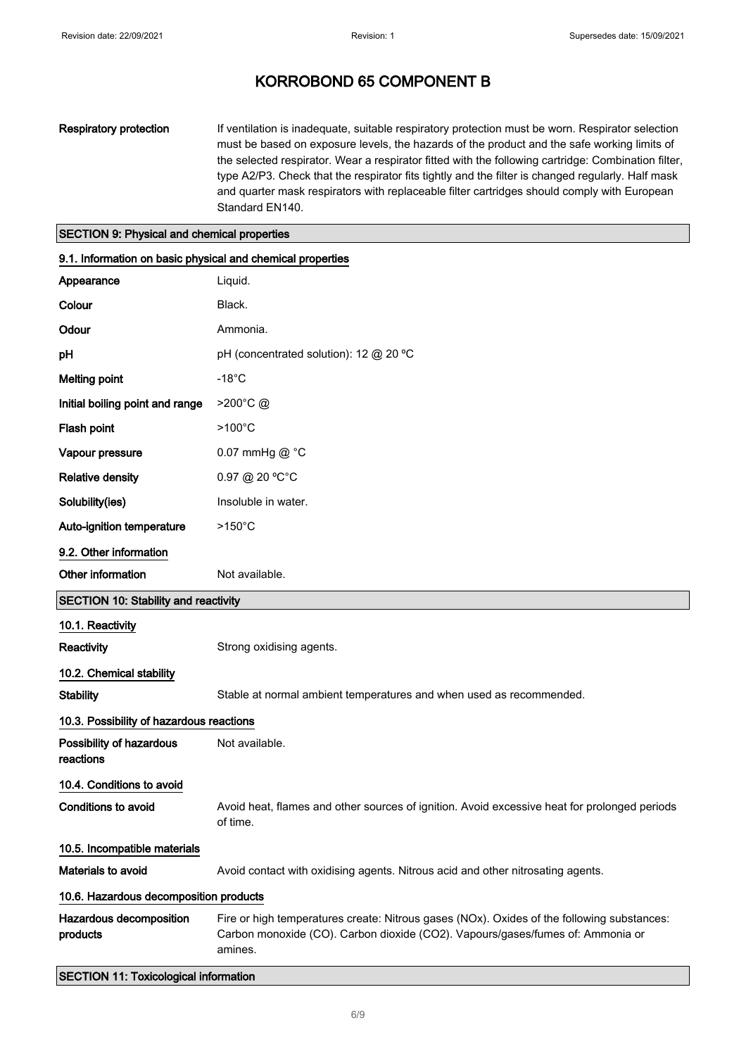| | |
|---|---|
| **Respiratory protection** | If ventilation is inadequate, suitable respiratory protection must be worn. Respirator selection must be based on exposure levels, the hazards of the product and the safe working limits of the selected respirator. Wear a respirator fitted with the following cartridge: Combination filter, type A2/P3. Check that the respirator fits tightly and the filter is changed regularly. Half mask and quarter mask respirators with replaceable filter cartridges should comply with European Standard EN140. |

## SECTION 9: Physical and chemical properties

### 9.1. Information on basic physical and chemical properties

| | |
|---|---|
| **Appearance** | Liquid. |
| **Colour** | Black. |
| **Odour** | Ammonia. |
| **pH** | pH (concentrated solution): 12 @ 20 °C |
| **Melting point** | -18°C |
| **Initial boiling point and range** | >200°C @ |
| **Flash point** | >100°C |
| **Vapour pressure** | 0.07 mmHg @ °C |
| **Relative density** | 0.97 @ 20 °C°C |
| **Solubility(ies)** | Insoluble in water. |
| **Auto-ignition temperature** | >150°C |

### 9.2. Other information

| | |
|---|---|
| **Other information** | Not available. |

## SECTION 10: Stability and reactivity

### 10.1. Reactivity

| | |
|---|---|
| **Reactivity** | Strong oxidising agents. |

### 10.2. Chemical stability

| | |
|---|---|
| **Stability** | Stable at normal ambient temperatures and when used as recommended. |

### 10.3. Possibility of hazardous reactions

| | |
|---|---|
| **Possibility of hazardous reactions** | Not available. |

### 10.4. Conditions to avoid

| | |
|---|---|
| **Conditions to avoid** | Avoid heat, flames and other sources of ignition. Avoid excessive heat for prolonged periods of time. |

### 10.5. Incompatible materials

| | |
|---|---|
| **Materials to avoid** | Avoid contact with oxidising agents. Nitrous acid and other nitrosating agents. |

### 10.6. Hazardous decomposition products

| | |
|---|---|
| **Hazardous decomposition products** | Fire or high temperatures create: Nitrous gases (NOx). Oxides of the following substances: Carbon monoxide (CO). Carbon dioxide ($CO_2$). Vapours/gases/fumes of: Ammonia or amines. |

## SECTION 11: Toxicological information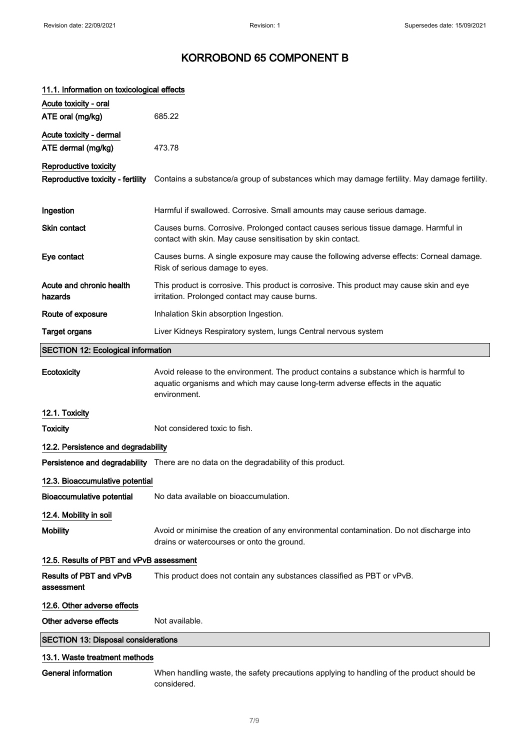# KORROBOND 65 COMPONENT B

### 11.1. Information on toxicological effects

**Acute toxicity - oral**

| | |
|---|---|
| **ATE oral (mg/kg)** | 685.22 |

**Acute toxicity - dermal**

| | |
|---|---|
| **ATE dermal (mg/kg)** | 473.78 |

**Reproductive toxicity**

| | |
|---|---|
| **Reproductive toxicity - fertility** | Contains a substance/a group of substances which may damage fertility. May damage fertility. |
| **Ingestion** | Harmful if swallowed. Corrosive. Small amounts may cause serious damage. |
| **Skin contact** | Causes burns. Corrosive. Prolonged contact causes serious tissue damage. Harmful in contact with skin. May cause sensitisation by skin contact. |
| **Eye contact** | Causes burns. A single exposure may cause the following adverse effects: Corneal damage. Risk of serious damage to eyes. |
| **Acute and chronic health hazards** | This product is corrosive. This product is corrosive. This product may cause skin and eye irritation. Prolonged contact may cause burns. |
| **Route of exposure** | Inhalation Skin absorption Ingestion. |
| **Target organs** | Liver Kidneys Respiratory system, lungs Central nervous system |

## SECTION 12: Ecological information

| | |
|---|---|
| **Ecotoxicity** | Avoid release to the environment. The product contains a substance which is harmful to aquatic organisms and which may cause long-term adverse effects in the aquatic environment. |

### 12.1. Toxicity

| | |
|---|---|
| **Toxicity** | Not considered toxic to fish. |

### 12.2. Persistence and degradability

| | |
|---|---|
| **Persistence and degradability** | There are no data on the degradability of this product. |

### 12.3. Bioaccumulative potential

| | |
|---|---|
| **Bioaccumulative potential** | No data available on bioaccumulation. |

### 12.4. Mobility in soil

| | |
|---|---|
| **Mobility** | Avoid or minimise the creation of any environmental contamination. Do not discharge into drains or watercourses or onto the ground. |

### 12.5. Results of PBT and vPvB assessment

| | |
|---|---|
| **Results of PBT and vPvB assessment** | This product does not contain any substances classified as PBT or vPvB. |

### 12.6. Other adverse effects

| | |
|---|---|
| **Other adverse effects** | Not available. |

## SECTION 13: Disposal considerations

### 13.1. Waste treatment methods

| | |
|---|---|
| **General information** | When handling waste, the safety precautions applying to handling of the product should be considered. |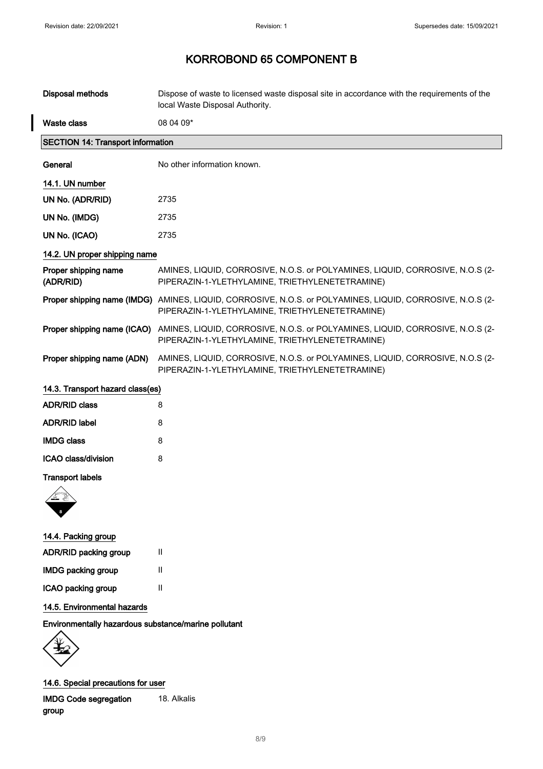# KORROBOND 65 COMPONENT B

| | |
|---|---|
| **Disposal methods** | Dispose of waste to licensed waste disposal site in accordance with the requirements of the local Waste Disposal Authority. |
| **Waste class** | 08 04 09* |

## SECTION 14: Transport information

| | |
|---|---|
| **General** | No other information known. |

### 14.1. UN number

| | |
|---|---|
| **UN No. (ADR/RID)** | 2735 |
| **UN No. (IMDG)** | 2735 |
| **UN No. (ICAO)** | 2735 |

### 14.2. UN proper shipping name

| | |
|---|---|
| **Proper shipping name (ADR/RID)** | AMINES, LIQUID, CORROSIVE, N.O.S. or POLYAMINES, LIQUID, CORROSIVE, N.O.S (2-PIPERAZIN-1-YLETHYLAMINE, TRIETHYLENETETRAMINE) |
| **Proper shipping name (IMDG)** | AMINES, LIQUID, CORROSIVE, N.O.S. or POLYAMINES, LIQUID, CORROSIVE, N.O.S (2-PIPERAZIN-1-YLETHYLAMINE, TRIETHYLENETETRAMINE) |
| **Proper shipping name (ICAO)** | AMINES, LIQUID, CORROSIVE, N.O.S. or POLYAMINES, LIQUID, CORROSIVE, N.O.S (2-PIPERAZIN-1-YLETHYLAMINE, TRIETHYLENETETRAMINE) |
| **Proper shipping name (ADN)** | AMINES, LIQUID, CORROSIVE, N.O.S. or POLYAMINES, LIQUID, CORROSIVE, N.O.S (2-PIPERAZIN-1-YLETHYLAMINE, TRIETHYLENETETRAMINE) |

### 14.3. Transport hazard class(es)

| | |
|---|---|
| **ADR/RID class** | 8 |
| **ADR/RID label** | 8 |
| **IMDG class** | 8 |
| **ICAO class/division** | 8 |

**Transport labels**

### 14.4. Packing group

| | |
|---|---|
| **ADR/RID packing group** | II |
| **IMDG packing group** | II |
| **ICAO packing group** | II |

### 14.5. Environmental hazards

**Environmentally hazardous substance/marine pollutant**

### 14.6. Special precautions for user

| | |
|---|---|
| **IMDG Code segregation group** | 18. Alkalis |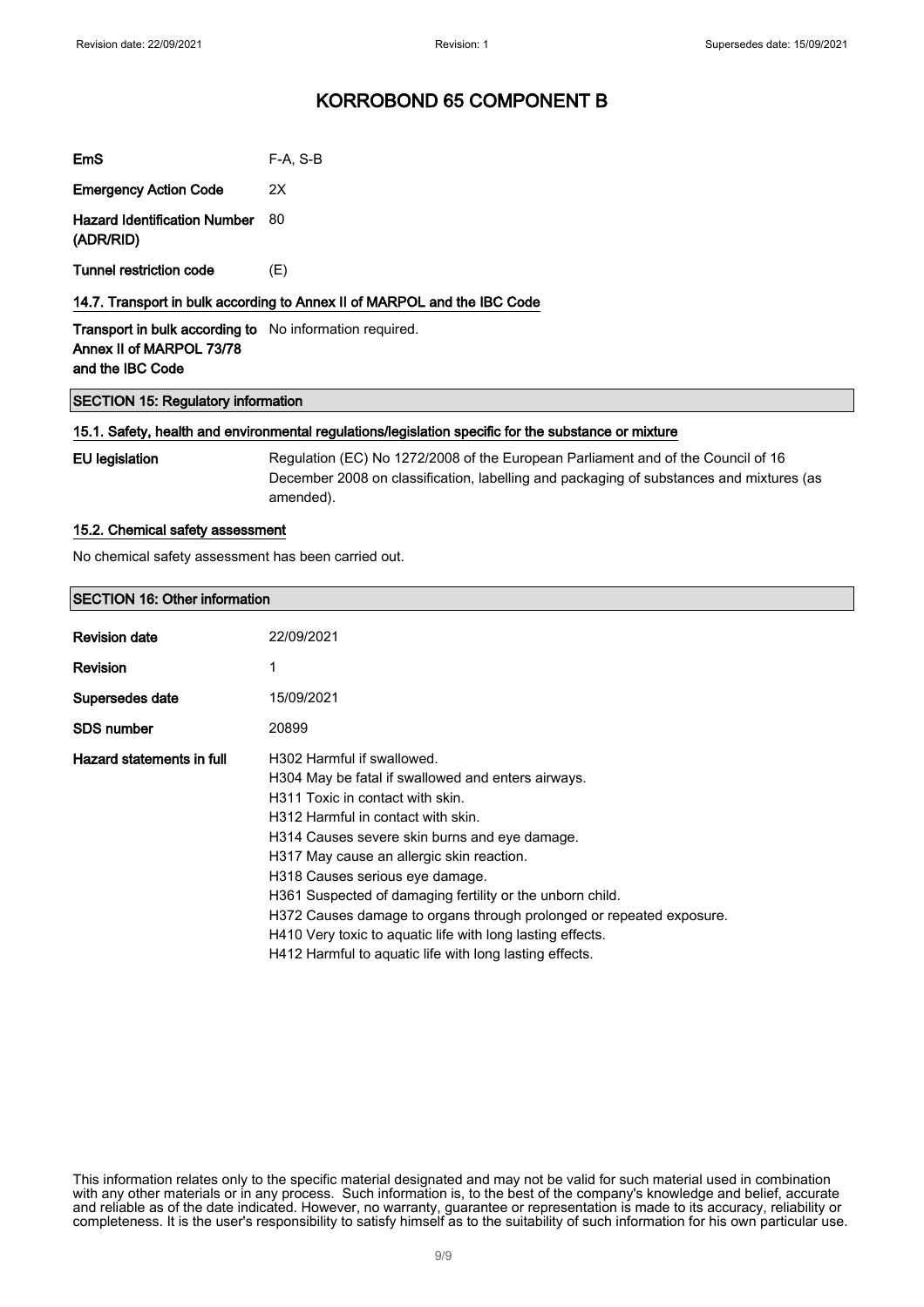| | |
|---|---|
| **EmS** | F-A, S-B |
| **Emergency Action Code** | 2X |
| **Hazard Identification Number (ADR/RID)** | 80 |
| **Tunnel restriction code** | (E) |

### 14.7. Transport in bulk according to Annex II of MARPOL and the IBC Code

| | |
|---|---|
| **Transport in bulk according to Annex II of MARPOL 73/78 and the IBC Code** | No information required. |

## SECTION 15: Regulatory information

### 15.1. Safety, health and environmental regulations/legislation specific for the substance or mixture

| | |
|---|---|
| **EU legislation** | Regulation (EC) No 1272/2008 of the European Parliament and of the Council of 16 December 2008 on classification, labelling and packaging of substances and mixtures (as amended). |

### 15.2. Chemical safety assessment

No chemical safety assessment has been carried out.

## SECTION 16: Other information

| | |
|---|---|
| **Revision date** | 22/09/2021 |
| **Revision** | 1 |
| **Supersedes date** | 15/09/2021 |
| **SDS number** | 20899 |
| **Hazard statements in full** | H302 Harmful if swallowed.<br>H304 May be fatal if swallowed and enters airways.<br>H311 Toxic in contact with skin.<br>H312 Harmful in contact with skin.<br>H314 Causes severe skin burns and eye damage.<br>H317 May cause an allergic skin reaction.<br>H318 Causes serious eye damage.<br>H361 Suspected of damaging fertility or the unborn child.<br>H372 Causes damage to organs through prolonged or repeated exposure.<br>H410 Very toxic to aquatic life with long lasting effects.<br>H412 Harmful to aquatic life with long lasting effects. |

This information relates only to the specific material designated and may not be valid for such material used in combination with any other materials or in any process. Such information is, to the best of the company's knowledge and belief, accurate and reliable as of the date indicated. However, no warranty, guarantee or representation is made to its accuracy, reliability or completeness. It is the user's responsibility to satisfy himself as to the suitability of such information for his own particular use.